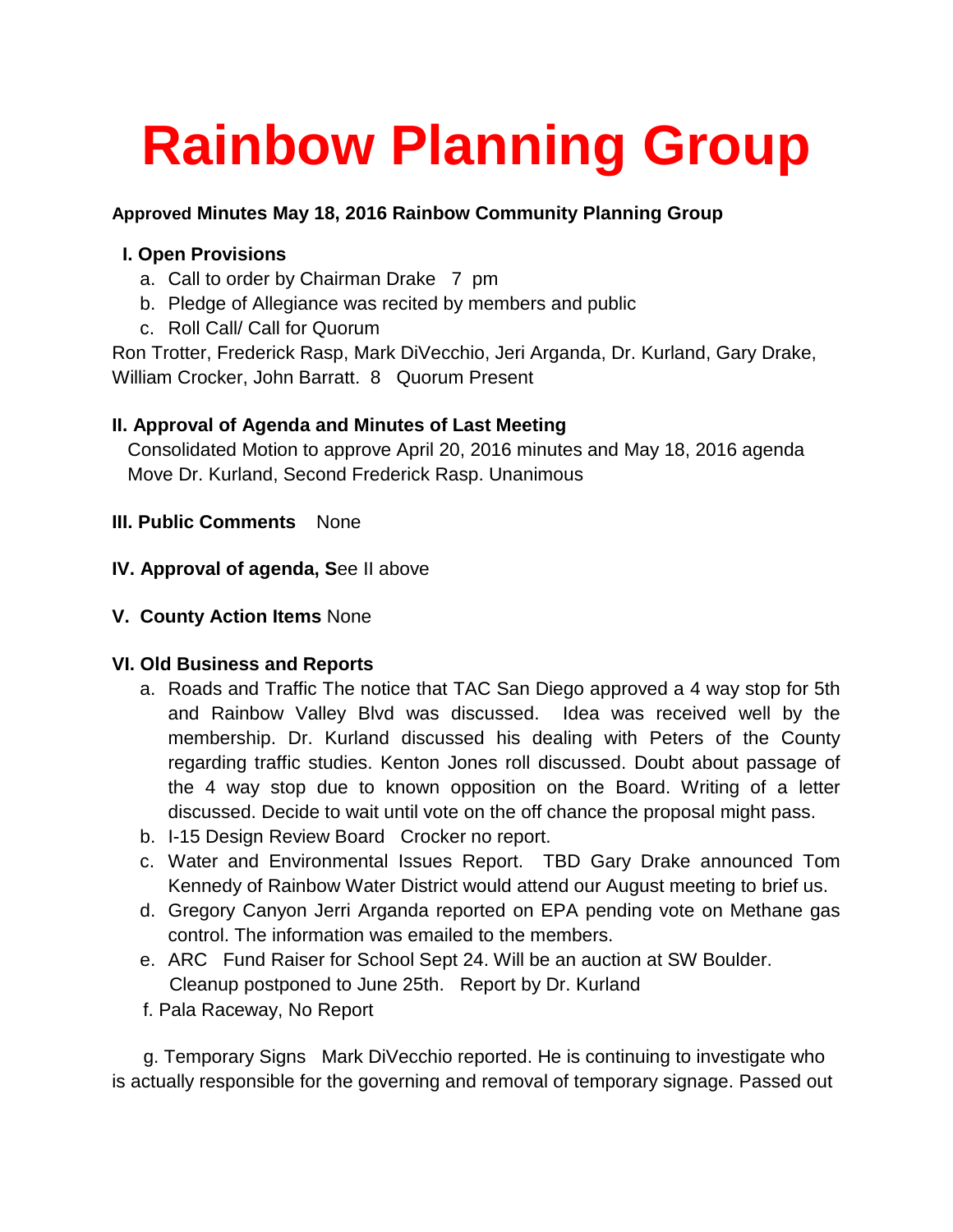# Rainbow Planning Group

**Approved Minutes May 18, 2016 Rainbow Community Planning Group**

**I. Open Provisions**

a. Call to order by Chairman Drake 7 pm
b. Pledge of Allegiance was recited by members and public
c. Roll Call/ Call for Quorum

Ron Trotter, Frederick Rasp, Mark DiVecchio, Jeri Arganda, Dr. Kurland, Gary Drake, William Crocker, John Barratt. 8 Quorum Present

**II. Approval of Agenda and Minutes of Last Meeting**

Consolidated Motion to approve April 20, 2016 minutes and May 18, 2016 agenda
Move Dr. Kurland, Second Frederick Rasp. Unanimous

**III. Public Comments** None

**IV. Approval of agenda, S**ee II above

**V. County Action Items** None

**VI. Old Business and Reports**

a. Roads and Traffic The notice that TAC San Diego approved a 4 way stop for 5th and Rainbow Valley Blvd was discussed. Idea was received well by the membership. Dr. Kurland discussed his dealing with Peters of the County regarding traffic studies. Kenton Jones roll discussed. Doubt about passage of the 4 way stop due to known opposition on the Board. Writing of a letter discussed. Decide to wait until vote on the off chance the proposal might pass.
b. I-15 Design Review Board Crocker no report.
c. Water and Environmental Issues Report. TBD Gary Drake announced Tom Kennedy of Rainbow Water District would attend our August meeting to brief us.
d. Gregory Canyon Jerri Arganda reported on EPA pending vote on Methane gas control. The information was emailed to the members.
e. ARC Fund Raiser for School Sept 24. Will be an auction at SW Boulder. Cleanup postponed to June 25th. Report by Dr. Kurland
f. Pala Raceway, No Report

g. Temporary Signs Mark DiVecchio reported. He is continuing to investigate who is actually responsible for the governing and removal of temporary signage. Passed out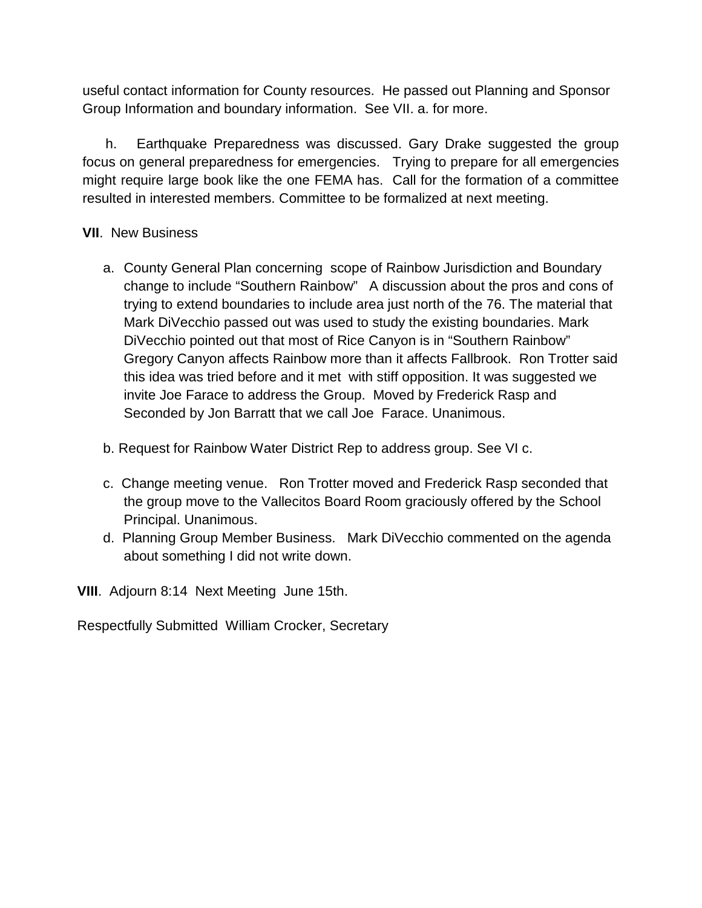useful contact information for County resources. He passed out Planning and Sponsor Group Information and boundary information. See VII. a. for more.

h. Earthquake Preparedness was discussed. Gary Drake suggested the group focus on general preparedness for emergencies. Trying to prepare for all emergencies might require large book like the one FEMA has. Call for the formation of a committee resulted in interested members. Committee to be formalized at next meeting.

**VII**. New Business

a. County General Plan concerning scope of Rainbow Jurisdiction and Boundary change to include "Southern Rainbow" A discussion about the pros and cons of trying to extend boundaries to include area just north of the 76. The material that Mark DiVecchio passed out was used to study the existing boundaries. Mark DiVecchio pointed out that most of Rice Canyon is in "Southern Rainbow" Gregory Canyon affects Rainbow more than it affects Fallbrook. Ron Trotter said this idea was tried before and it met with stiff opposition. It was suggested we invite Joe Farace to address the Group. Moved by Frederick Rasp and Seconded by Jon Barratt that we call Joe Farace. Unanimous.

b. Request for Rainbow Water District Rep to address group. See VI c.

c. Change meeting venue. Ron Trotter moved and Frederick Rasp seconded that the group move to the Vallecitos Board Room graciously offered by the School Principal. Unanimous.

d. Planning Group Member Business. Mark DiVecchio commented on the agenda about something I did not write down.

**VIII**. Adjourn 8:14 Next Meeting June 15th.

Respectfully Submitted William Crocker, Secretary